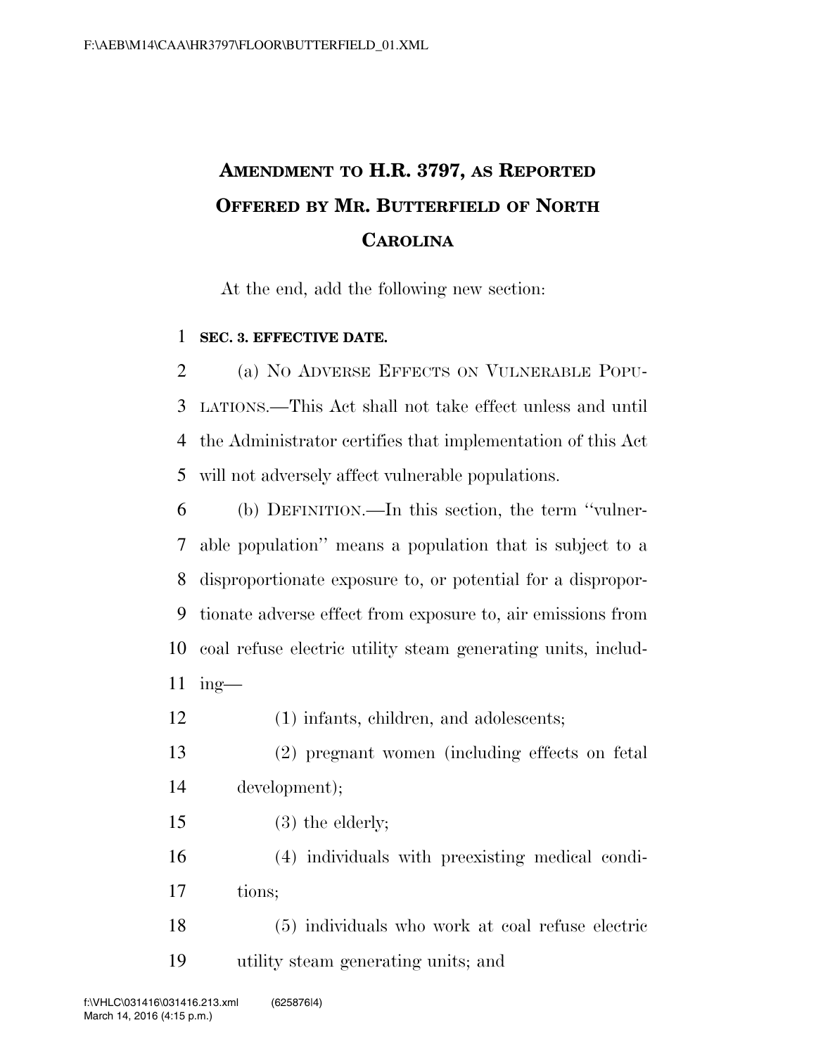# AMENDMENT TO H.R. 3797, AS REPORTED OFFERED BY MR. BUTTERFIELD OF NORTH CAROLINA

At the end, add the following new section:

**SEC. 3. EFFECTIVE DATE.**

(a) NO ADVERSE EFFECTS ON VULNERABLE POPULATIONS.—This Act shall not take effect unless and until the Administrator certifies that implementation of this Act will not adversely affect vulnerable populations.

(b) DEFINITION.—In this section, the term ''vulnerable population'' means a population that is subject to a disproportionate exposure to, or potential for a disproportionate adverse effect from exposure to, air emissions from coal refuse electric utility steam generating units, including—

(1) infants, children, and adolescents;

(2) pregnant women (including effects on fetal development);

(3) the elderly;

(4) individuals with preexisting medical conditions;

(5) individuals who work at coal refuse electric utility steam generating units; and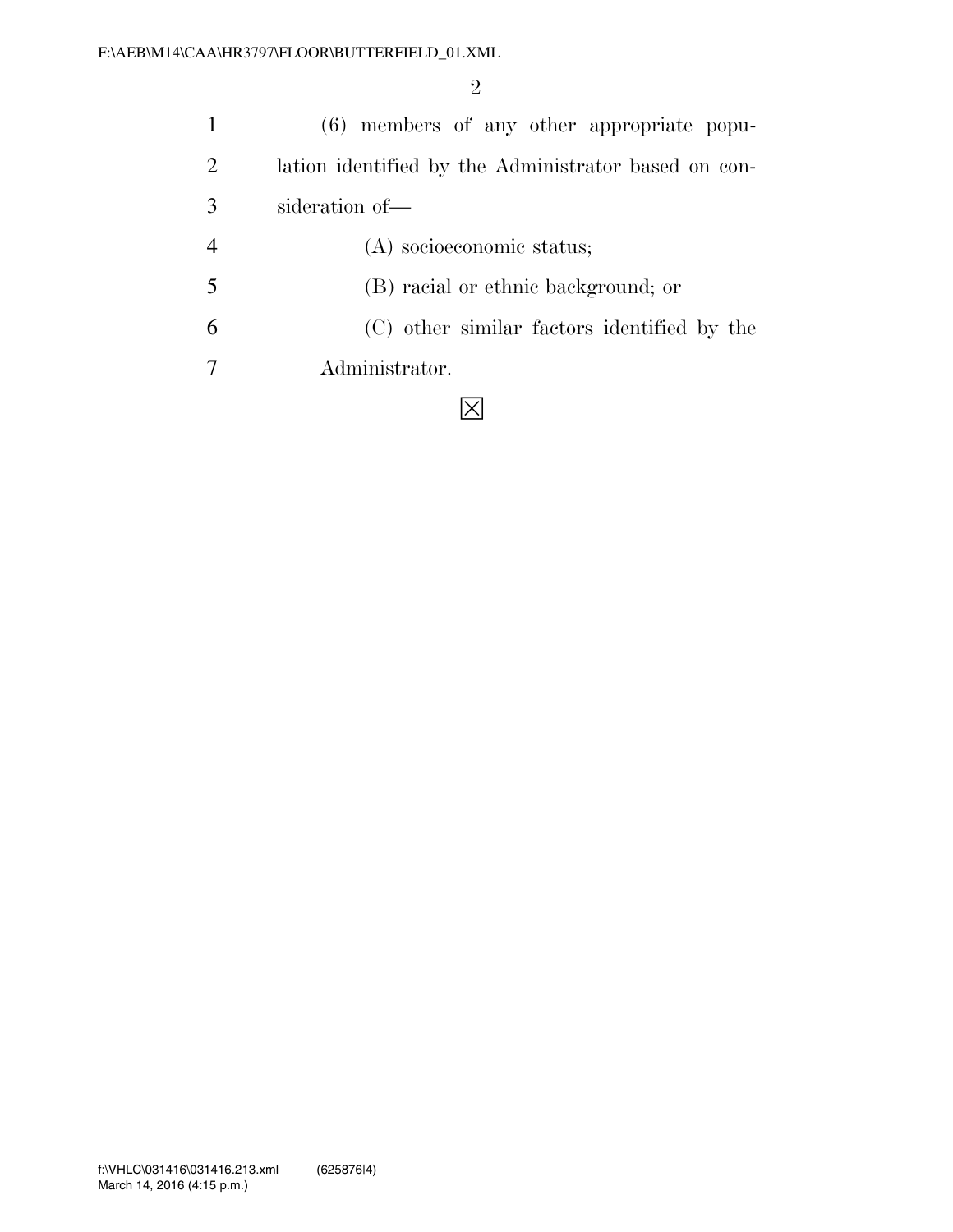(6) members of any other appropriate population identified by the Administrator based on consideration of—

(A) socioeconomic status;

(B) racial or ethnic background; or

(C) other similar factors identified by the Administrator.